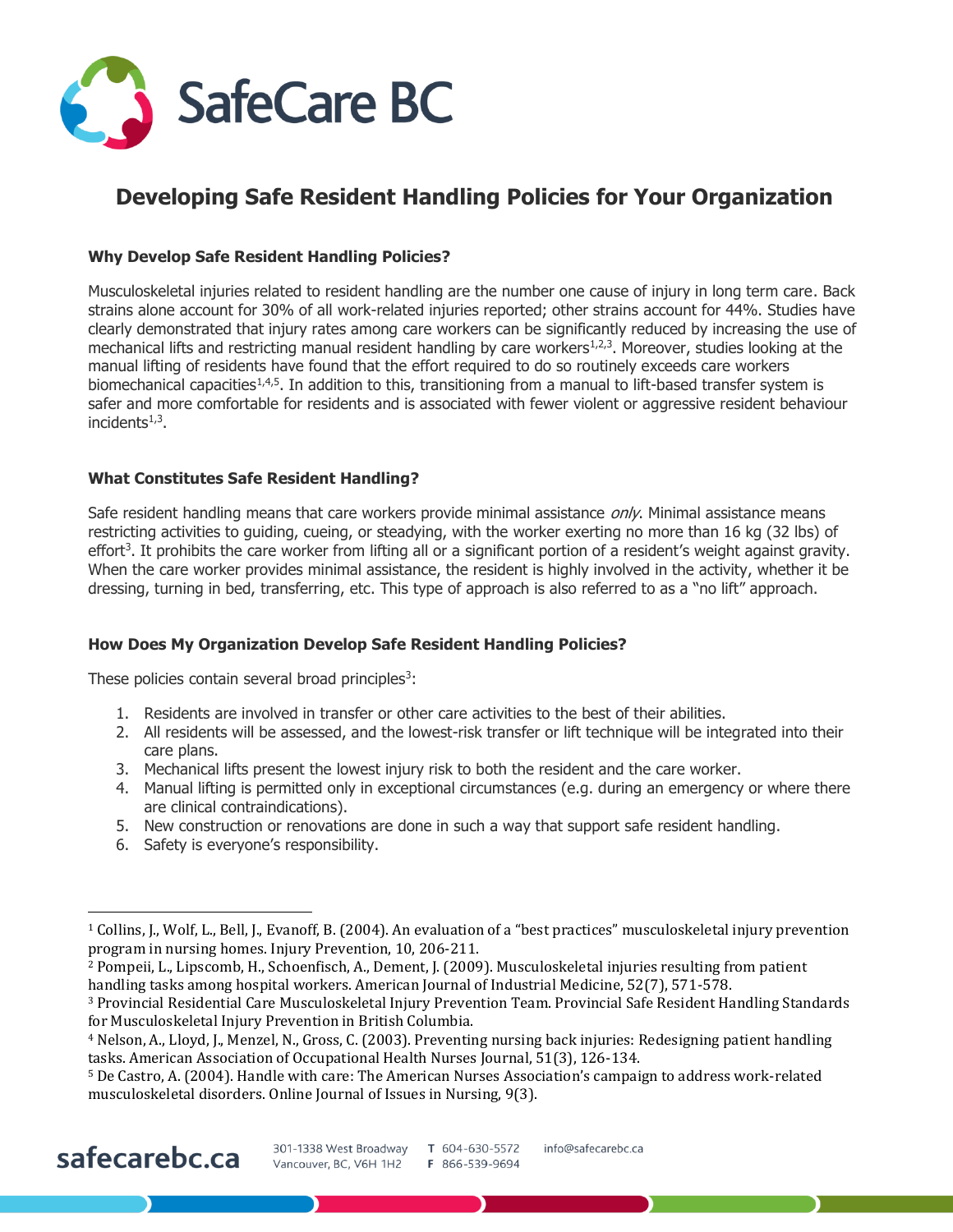# Developing Safe Resident Handling Policies for Your Organization

### Why Develop Safe Resident Handling Policies?

Musculoskeletal injuries related to resident handling are the number one cause of injury in long term care. Back strains alone account for 30% of all work-related injuries reported; other strains account for 44%. Studies have clearly demonstrated that injury rates among care workers can be significantly reduced by increasing the use of mechanical lifts and restricting manual resident handling by care workers[1,2,3]. Moreover, studies looking at the manual lifting of residents have found that the effort required to do so routinely exceeds care workers biomechanical capacities[1,4,5]. In addition to this, transitioning from a manual to lift-based transfer system is safer and more comfortable for residents and is associated with fewer violent or aggressive resident behaviour incidents[1,3].

### What Constitutes Safe Resident Handling?

Safe resident handling means that care workers provide minimal assistance *only*. Minimal assistance means restricting activities to guiding, cueing, or steadying, with the worker exerting no more than 16 kg (32 lbs) of effort[3]. It prohibits the care worker from lifting all or a significant portion of a resident's weight against gravity. When the care worker provides minimal assistance, the resident is highly involved in the activity, whether it be dressing, turning in bed, transferring, etc. This type of approach is also referred to as a "no lift" approach.

### How Does My Organization Develop Safe Resident Handling Policies?

These policies contain several broad principles[3]:

1. Residents are involved in transfer or other care activities to the best of their abilities.
2. All residents will be assessed, and the lowest-risk transfer or lift technique will be integrated into their care plans.
3. Mechanical lifts present the lowest injury risk to both the resident and the care worker.
4. Manual lifting is permitted only in exceptional circumstances (e.g. during an emergency or where there are clinical contraindications).
5. New construction or renovations are done in such a way that support safe resident handling.
6. Safety is everyone's responsibility.

---

[1] Collins, J., Wolf, L., Bell, J., Evanoff, B. (2004). An evaluation of a "best practices" musculoskeletal injury prevention program in nursing homes. Injury Prevention, 10, 206-211.

[2] Pompeii, L., Lipscomb, H., Schoenfisch, A., Dement, J. (2009). Musculoskeletal injuries resulting from patient handling tasks among hospital workers. American Journal of Industrial Medicine, 52(7), 571-578.

[3] Provincial Residential Care Musculoskeletal Injury Prevention Team. Provincial Safe Resident Handling Standards for Musculoskeletal Injury Prevention in British Columbia.

[4] Nelson, A., Lloyd, J., Menzel, N., Gross, C. (2003). Preventing nursing back injuries: Redesigning patient handling tasks. American Association of Occupational Health Nurses Journal, 51(3), 126-134.

[5] De Castro, A. (2004). Handle with care: The American Nurses Association's campaign to address work-related musculoskeletal disorders. Online Journal of Issues in Nursing, 9(3).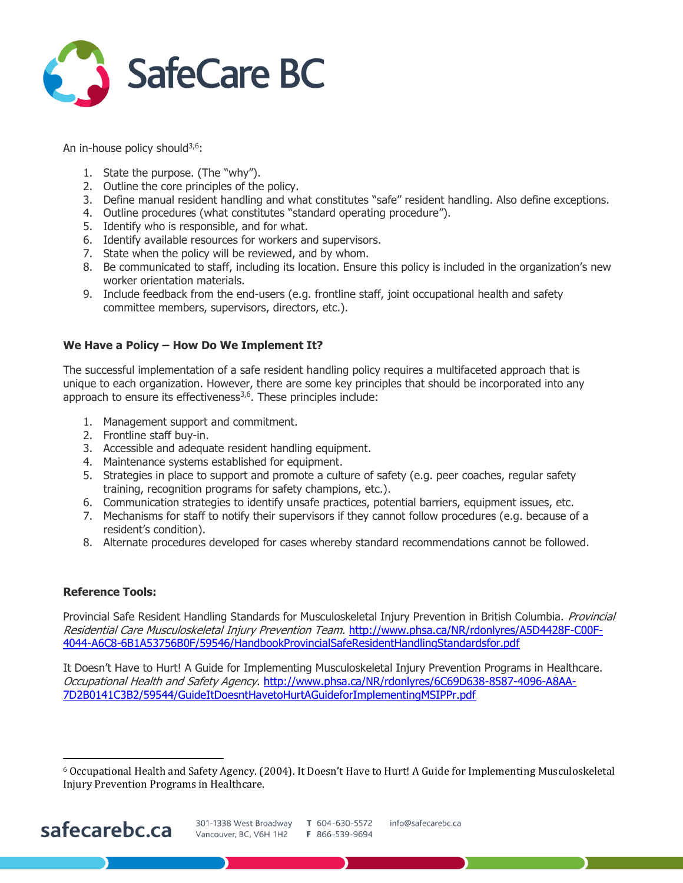An in-house policy should[3,6]:

1. State the purpose. (The "why").
2. Outline the core principles of the policy.
3. Define manual resident handling and what constitutes "safe" resident handling. Also define exceptions.
4. Outline procedures (what constitutes "standard operating procedure").
5. Identify who is responsible, and for what.
6. Identify available resources for workers and supervisors.
7. State when the policy will be reviewed, and by whom.
8. Be communicated to staff, including its location. Ensure this policy is included in the organization's new worker orientation materials.
9. Include feedback from the end-users (e.g. frontline staff, joint occupational health and safety committee members, supervisors, directors, etc.).

**We Have a Policy – How Do We Implement It?**

The successful implementation of a safe resident handling policy requires a multifaceted approach that is unique to each organization. However, there are some key principles that should be incorporated into any approach to ensure its effectiveness[3,6]. These principles include:

1. Management support and commitment.
2. Frontline staff buy-in.
3. Accessible and adequate resident handling equipment.
4. Maintenance systems established for equipment.
5. Strategies in place to support and promote a culture of safety (e.g. peer coaches, regular safety training, recognition programs for safety champions, etc.).
6. Communication strategies to identify unsafe practices, potential barriers, equipment issues, etc.
7. Mechanisms for staff to notify their supervisors if they cannot follow procedures (e.g. because of a resident's condition).
8. Alternate procedures developed for cases whereby standard recommendations cannot be followed.

**Reference Tools:**

Provincial Safe Resident Handling Standards for Musculoskeletal Injury Prevention in British Columbia. *Provincial Residential Care Musculoskeletal Injury Prevention Team.* http://www.phsa.ca/NR/rdonlyres/A5D4428F-C00F-4044-A6C8-6B1A53756B0F/59546/HandbookProvincialSafeResidentHandlingStandardsfor.pdf

It Doesn't Have to Hurt! A Guide for Implementing Musculoskeletal Injury Prevention Programs in Healthcare. *Occupational Health and Safety Agency.* http://www.phsa.ca/NR/rdonlyres/6C69D638-8587-4096-A8AA-7D2B0141C3B2/59544/GuideItDoesntHavetoHurtAGuideforImplementingMSIPPr.pdf

[6] Occupational Health and Safety Agency. (2004). It Doesn't Have to Hurt! A Guide for Implementing Musculoskeletal Injury Prevention Programs in Healthcare.